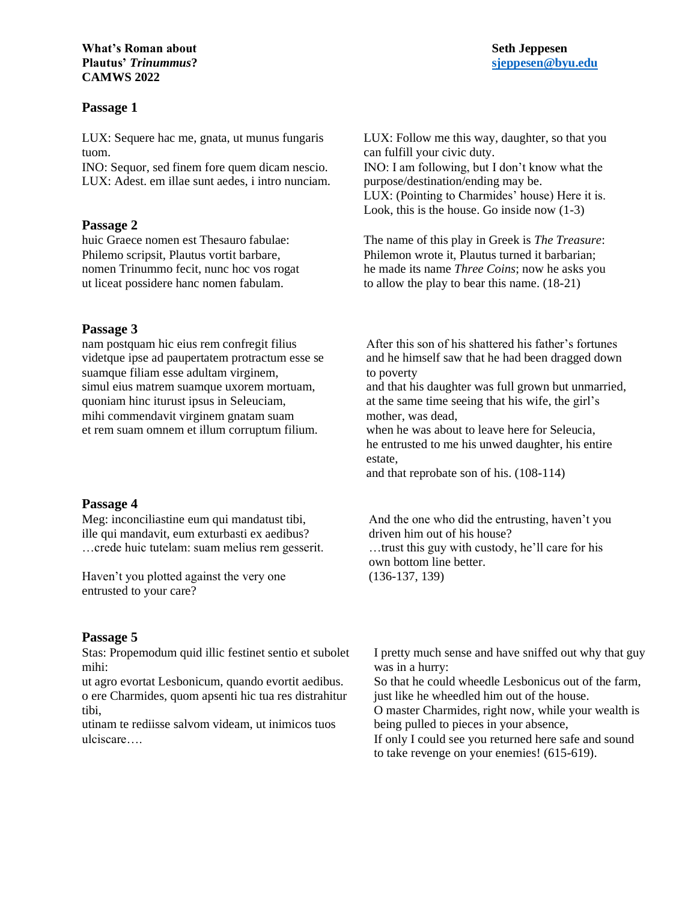**What's Roman about Plautus' *Trinummus*?**
**CAMWS 2022**

**Seth Jeppesen**
**sjeppesen@byu.edu**

### Passage 1

LUX: Sequere hac me, gnata, ut munus fungaris tuom.
INO: Sequor, sed finem fore quem dicam nescio.
LUX: Adest. em illae sunt aedes, i intro nunciam.

LUX: Follow me this way, daughter, so that you can fulfill your civic duty.
INO: I am following, but I don't know what the purpose/destination/ending may be.
LUX: (Pointing to Charmides' house) Here it is. Look, this is the house. Go inside now (1-3)

### Passage 2

huic Graece nomen est Thesauro fabulae:
Philemo scripsit, Plautus vortit barbare,
nomen Trinummo fecit, nunc hoc vos rogat
ut liceat possidere hanc nomen fabulam.

The name of this play in Greek is *The Treasure*:
Philemon wrote it, Plautus turned it barbarian;
he made its name *Three Coins*; now he asks you
to allow the play to bear this name. (18-21)

### Passage 3

nam postquam hic eius rem confregit filius
videtque ipse ad paupertatem protractum esse se
suamque filiam esse adultam virginem,
simul eius matrem suamque uxorem mortuam,
quoniam hinc iturust ipsus in Seleuciam,
mihi commendavit virginem gnatam suam
et rem suam omnem et illum corruptum filium.

After this son of his shattered his father's fortunes
and he himself saw that he had been dragged down to poverty
and that his daughter was full grown but unmarried,
at the same time seeing that his wife, the girl's mother, was dead,
when he was about to leave here for Seleucia,
he entrusted to me his unwed daughter, his entire estate,
and that reprobate son of his. (108-114)

### Passage 4

Meg: inconciliastine eum qui mandatust tibi,
ille qui mandavit, eum exturbasti ex aedibus?
…crede huic tutelam: suam melius rem gesserit.

Haven't you plotted against the very one entrusted to your care?

And the one who did the entrusting, haven't you driven him out of his house?
…trust this guy with custody, he'll care for his own bottom line better.
(136-137, 139)

### Passage 5

Stas: Propemodum quid illic festinet sentio et subolet mihi:
ut agro evortat Lesbonicum, quando evortit aedibus.
o ere Charmides, quom apsenti hic tua res distrahitur tibi,
utinam te rediisse salvom videam, ut inimicos tuos ulciscare….

I pretty much sense and have sniffed out why that guy was in a hurry:
So that he could wheedle Lesbonicus out of the farm, just like he wheedled him out of the house.
O master Charmides, right now, while your wealth is being pulled to pieces in your absence,
If only I could see you returned here safe and sound to take revenge on your enemies! (615-619).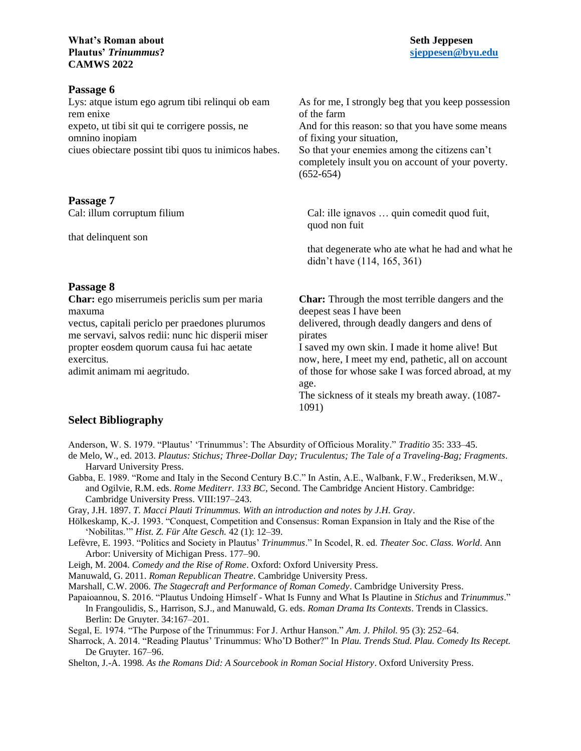**What's Roman about Plautus' *Trinummus*?**
**CAMWS 2022**

**Seth Jeppesen**
**sjeppesen@byu.edu**

## Passage 6

Lys: atque istum ego agrum tibi relinqui ob eam rem enixe
expeto, ut tibi sit qui te corrigere possis, ne omnino inopiam
ciues obiectare possint tibi quos tu inimicos habes.

As for me, I strongly beg that you keep possession of the farm
And for this reason: so that you have some means of fixing your situation,
So that your enemies among the citizens can't completely insult you on account of your poverty. (652-654)

## Passage 7

Cal: illum corruptum filium

that delinquent son

Cal: ille ignavos … quin comedit quod fuit, quod non fuit

that degenerate who ate what he had and what he didn't have (114, 165, 361)

## Passage 8

**Char:** ego miserrumeis periclis sum per maria maxuma
vectus, capitali periclo per praedones plurumos
me servavi, salvos redii: nunc hic disperii miser
propter eosdem quorum causa fui hac aetate exercitus.
adimit animam mi aegritudo.

**Char:** Through the most terrible dangers and the deepest seas I have been
delivered, through deadly dangers and dens of pirates
I saved my own skin. I made it home alive! But now, here, I meet my end, pathetic, all on account of those for whose sake I was forced abroad, at my age.
The sickness of it steals my breath away. (1087-1091)

## Select Bibliography

Anderson, W. S. 1979. "Plautus' 'Trinummus': The Absurdity of Officious Morality." *Traditio* 35: 333–45.

de Melo, W., ed. 2013. *Plautus: Stichus; Three-Dollar Day; Truculentus; The Tale of a Traveling-Bag; Fragments*. Harvard University Press.

Gabba, E. 1989. "Rome and Italy in the Second Century B.C." In Astin, A.E., Walbank, F.W., Frederiksen, M.W., and Ogilvie, R.M. eds. *Rome Mediterr. 133 BC*, Second. The Cambridge Ancient History. Cambridge: Cambridge University Press. VIII:197–243.

Gray, J.H. 1897. *T. Macci Plauti Trinummus. With an introduction and notes by J.H. Gray*.

Hölkeskamp, K.-J. 1993. "Conquest, Competition and Consensus: Roman Expansion in Italy and the Rise of the 'Nobilitas.'" *Hist. Z. Für Alte Gesch.* 42 (1): 12–39.

Lefèvre, E. 1993. "Politics and Society in Plautus' *Trinummus*." In Scodel, R. ed. *Theater Soc. Class. World*. Ann Arbor: University of Michigan Press. 177–90.

Leigh, M. 2004. *Comedy and the Rise of Rome*. Oxford: Oxford University Press.

Manuwald, G. 2011. *Roman Republican Theatre*. Cambridge University Press.

Marshall, C.W. 2006. *The Stagecraft and Performance of Roman Comedy*. Cambridge University Press.

Papaioannou, S. 2016. "Plautus Undoing Himself - What Is Funny and What Is Plautine in *Stichus* and *Trinummus*." In Frangoulidis, S., Harrison, S.J., and Manuwald, G. eds. *Roman Drama Its Contexts*. Trends in Classics. Berlin: De Gruyter. 34:167–201.

Segal, E. 1974. "The Purpose of the Trinummus: For J. Arthur Hanson." *Am. J. Philol.* 95 (3): 252–64.

Sharrock, A. 2014. "Reading Plautus' Trinummus: Who'D Bother?" In *Plau. Trends Stud. Plau. Comedy Its Recept.* De Gruyter. 167–96.

Shelton, J.-A. 1998. *As the Romans Did: A Sourcebook in Roman Social History*. Oxford University Press.